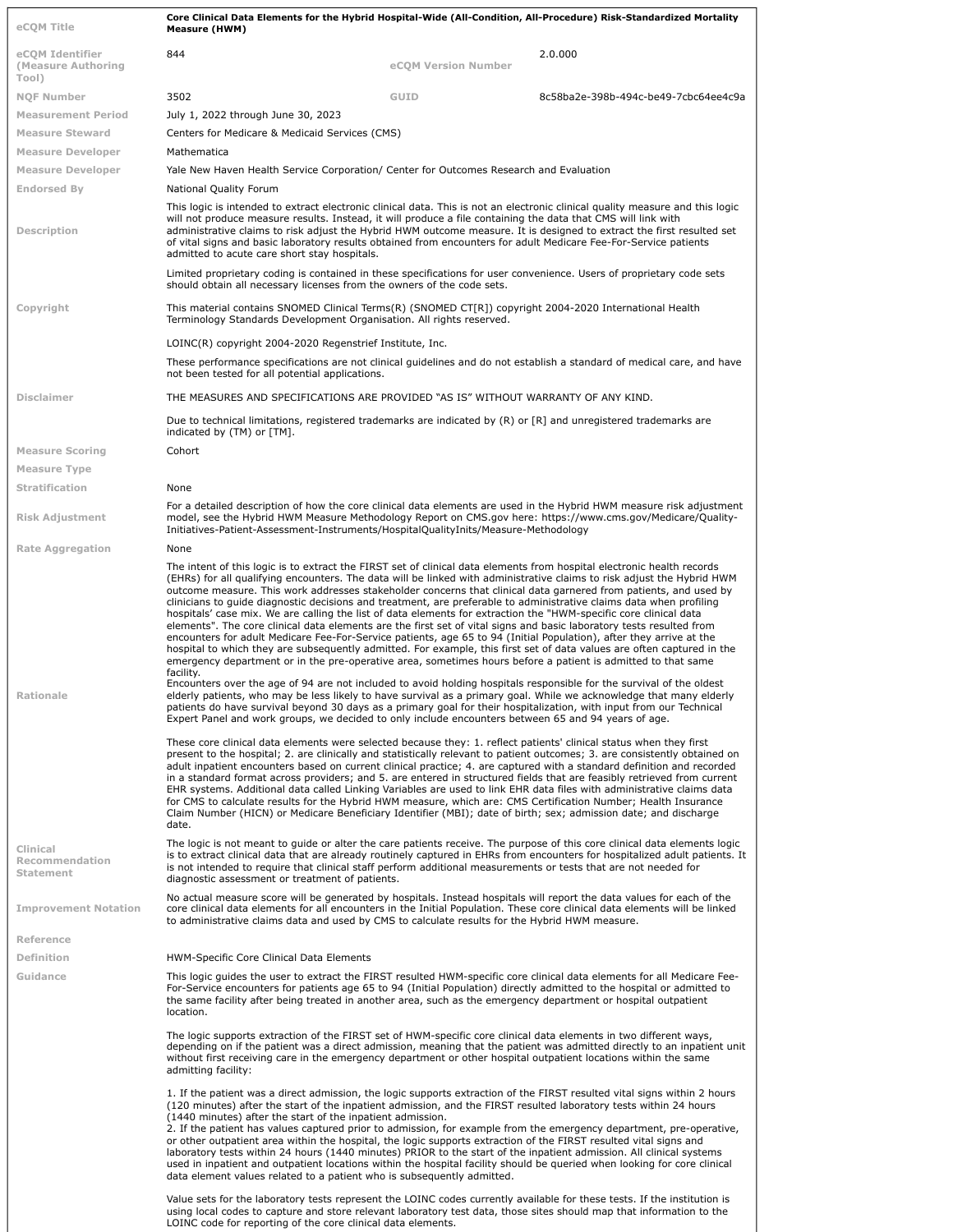| | | | |
|---|---|---|---|
| **eCQM Title** | **Core Clinical Data Elements for the Hybrid Hospital-Wide (All-Condition, All-Procedure) Risk-Standardized Mortality Measure (HWM)** | | |
| **eCQM Identifier (Measure Authoring Tool)** | 844 | **eCQM Version Number** | 2.0.000 |
| **NQF Number** | 3502 | **GUID** | 8c58ba2e-398b-494c-be49-7cbc64ee4c9a |
| **Measurement Period** | July 1, 2022 through June 30, 2023 | | |
| **Measure Steward** | Centers for Medicare & Medicaid Services (CMS) | | |
| **Measure Developer** | Mathematica | | |
| **Measure Developer** | Yale New Haven Health Service Corporation/ Center for Outcomes Research and Evaluation | | |
| **Endorsed By** | National Quality Forum | | |
| **Description** | This logic is intended to extract electronic clinical data. This is not an electronic clinical quality measure and this logic will not produce measure results. Instead, it will produce a file containing the data that CMS will link with administrative claims to risk adjust the Hybrid HWM outcome measure. It is designed to extract the first resulted set of vital signs and basic laboratory results obtained from encounters for adult Medicare Fee-For-Service patients admitted to acute care short stay hospitals.<br><br>Limited proprietary coding is contained in these specifications for user convenience. Users of proprietary code sets should obtain all necessary licenses from the owners of the code sets. | | |
| **Copyright** | This material contains SNOMED Clinical Terms(R) (SNOMED CT[R]) copyright 2004-2020 International Health Terminology Standards Development Organisation. All rights reserved.<br><br>LOINC(R) copyright 2004-2020 Regenstrief Institute, Inc.<br><br>These performance specifications are not clinical guidelines and do not establish a standard of medical care, and have not been tested for all potential applications. | | |
| **Disclaimer** | THE MEASURES AND SPECIFICATIONS ARE PROVIDED "AS IS" WITHOUT WARRANTY OF ANY KIND.<br><br>Due to technical limitations, registered trademarks are indicated by (R) or [R] and unregistered trademarks are indicated by (TM) or [TM]. | | |
| **Measure Scoring** | Cohort | | |
| **Measure Type** | | | |
| **Stratification** | None | | |
| **Risk Adjustment** | For a detailed description of how the core clinical data elements are used in the Hybrid HWM measure risk adjustment model, see the Hybrid HWM Measure Methodology Report on CMS.gov here: https://www.cms.gov/Medicare/Quality-Initiatives-Patient-Assessment-Instruments/HospitalQualityInits/Measure-Methodology | | |
| **Rate Aggregation** | None | | |
| **Rationale** | The intent of this logic is to extract the FIRST set of clinical data elements from hospital electronic health records (EHRs) for all qualifying encounters. The data will be linked with administrative claims to risk adjust the Hybrid HWM outcome measure. This work addresses stakeholder concerns that clinical data garnered from patients, and used by clinicians to guide diagnostic decisions and treatment, are preferable to administrative claims data when profiling hospitals' case mix. We are calling the list of data elements for extraction the "HWM-specific core clinical data elements". The core clinical data elements are the first set of vital signs and basic laboratory tests resulted from encounters for adult Medicare Fee-For-Service patients, age 65 to 94 (Initial Population), after they arrive at the hospital to which they are subsequently admitted. For example, this first set of data values are often captured in the emergency department or in the pre-operative area, sometimes hours before a patient is admitted to that same facility.<br>Encounters over the age of 94 are not included to avoid holding hospitals responsible for the survival of the oldest elderly patients, who may be less likely to have survival as a primary goal. While we acknowledge that many elderly patients do have survival beyond 30 days as a primary goal for their hospitalization, with input from our Technical Expert Panel and work groups, we decided to only include encounters between 65 and 94 years of age.<br><br>These core clinical data elements were selected because they: 1. reflect patients' clinical status when they first present to the hospital; 2. are clinically and statistically relevant to patient outcomes; 3. are consistently obtained on adult inpatient encounters based on current clinical practice; 4. are captured with a standard definition and recorded in a standard format across providers; and 5. are entered in structured fields that are feasibly retrieved from current EHR systems. Additional data called Linking Variables are used to link EHR data files with administrative claims data for CMS to calculate results for the Hybrid HWM measure, which are: CMS Certification Number; Health Insurance Claim Number (HICN) or Medicare Beneficiary Identifier (MBI); date of birth; sex; admission date; and discharge date. | | |
| **Clinical Recommendation Statement** | The logic is not meant to guide or alter the care patients receive. The purpose of this core clinical data elements logic is to extract clinical data that are already routinely captured in EHRs from encounters for hospitalized adult patients. It is not intended to require that clinical staff perform additional measurements or tests that are not needed for diagnostic assessment or treatment of patients. | | |
| **Improvement Notation** | No actual measure score will be generated by hospitals. Instead hospitals will report the data values for each of the core clinical data elements for all encounters in the Initial Population. These core clinical data elements will be linked to administrative claims data and used by CMS to calculate results for the Hybrid HWM measure. | | |
| **Reference** | | | |
| **Definition** | HWM-Specific Core Clinical Data Elements | | |
| **Guidance** | This logic guides the user to extract the FIRST resulted HWM-specific core clinical data elements for all Medicare Fee-For-Service encounters for patients age 65 to 94 (Initial Population) directly admitted to the hospital or admitted to the same facility after being treated in another area, such as the emergency department or hospital outpatient location.<br><br>The logic supports extraction of the FIRST set of HWM-specific core clinical data elements in two different ways, depending on if the patient was a direct admission, meaning that the patient was admitted directly to an inpatient unit without first receiving care in the emergency department or other hospital outpatient locations within the same admitting facility:<br><br>1. If the patient was a direct admission, the logic supports extraction of the FIRST resulted vital signs within 2 hours (120 minutes) after the start of the inpatient admission, and the FIRST resulted laboratory tests within 24 hours (1440 minutes) after the start of the inpatient admission.<br>2. If the patient has values captured prior to admission, for example from the emergency department, pre-operative, or other outpatient area within the hospital, the logic supports extraction of the FIRST resulted vital signs and laboratory tests within 24 hours (1440 minutes) PRIOR to the start of the inpatient admission. All clinical systems used in inpatient and outpatient locations within the hospital facility should be queried when looking for core clinical data element values related to a patient who is subsequently admitted.<br><br>Value sets for the laboratory tests represent the LOINC codes currently available for these tests. If the institution is using local codes to capture and store relevant laboratory test data, those sites should map that information to the LOINC code for reporting of the core clinical data elements. | | |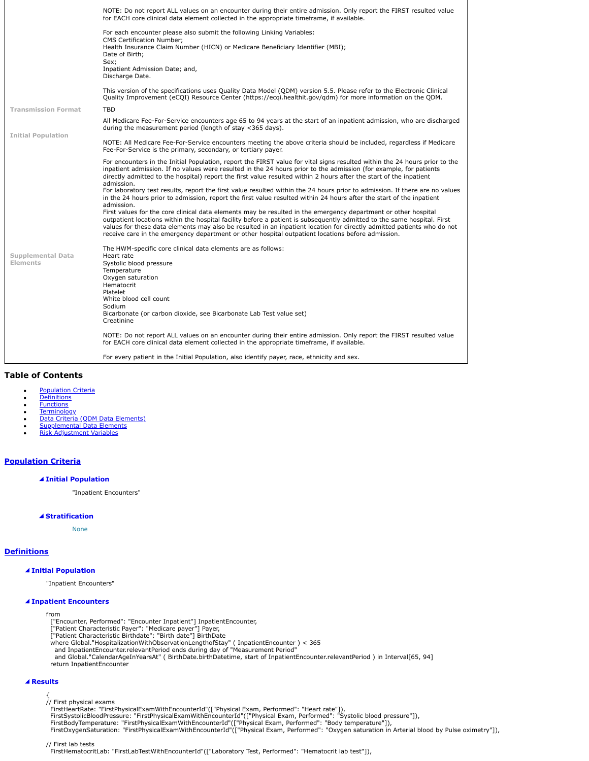| | |
|---|---|
| | NOTE: Do not report ALL values on an encounter during their entire admission. Only report the FIRST resulted value for EACH core clinical data element collected in the appropriate timeframe, if available.<br><br>For each encounter please also submit the following Linking Variables:<br>CMS Certification Number;<br>Health Insurance Claim Number (HICN) or Medicare Beneficiary Identifier (MBI);<br>Date of Birth;<br>Sex;<br>Inpatient Admission Date; and,<br>Discharge Date.<br><br>This version of the specifications uses Quality Data Model (QDM) version 5.5. Please refer to the Electronic Clinical Quality Improvement (eCQI) Resource Center (https://ecqi.healthit.gov/qdm) for more information on the QDM. |
| **Transmission Format** | TBD |
| **Initial Population** | All Medicare Fee-For-Service encounters age 65 to 94 years at the start of an inpatient admission, who are discharged during the measurement period (length of stay <365 days).<br><br>NOTE: All Medicare Fee-For-Service encounters meeting the above criteria should be included, regardless if Medicare Fee-For-Service is the primary, secondary, or tertiary payer. |
| **Supplemental Data Elements** | For encounters in the Initial Population, report the FIRST value for vital signs resulted within the 24 hours prior to the inpatient admission. If no values were resulted in the 24 hours prior to the admission (for example, for patients directly admitted to the hospital) report the first value resulted within 2 hours after the start of the inpatient admission.<br>For laboratory test results, report the first value resulted within the 24 hours prior to admission. If there are no values in the 24 hours prior to admission, report the first value resulted within 24 hours after the start of the inpatient admission.<br>First values for the core clinical data elements may be resulted in the emergency department or other hospital outpatient locations within the hospital facility before a patient is subsequently admitted to the same hospital. First values for these data elements may also be resulted in an inpatient location for directly admitted patients who do not receive care in the emergency department or other hospital outpatient locations before admission.<br><br>The HWM-specific core clinical data elements are as follows:<br>Heart rate<br>Systolic blood pressure<br>Temperature<br>Oxygen saturation<br>Hematocrit<br>Platelet<br>White blood cell count<br>Sodium<br>Bicarbonate (or carbon dioxide, see Bicarbonate Lab Test value set)<br>Creatinine<br><br>NOTE: Do not report ALL values on an encounter during their entire admission. Only report the FIRST resulted value for EACH core clinical data element collected in the appropriate timeframe, if available.<br><br>For every patient in the Initial Population, also identify payer, race, ethnicity and sex. |

## Table of Contents

- Population Criteria
- Definitions
- Functions
- Terminology
- Data Criteria (QDM Data Elements)
- Supplemental Data Elements
- Risk Adjustment Variables

## Population Criteria

### ◢ Initial Population

"Inpatient Encounters"

### ◢ Stratification

None

## Definitions

### ◢ Initial Population

"Inpatient Encounters"

### ◢ Inpatient Encounters

```
from
  ["Encounter, Performed": "Encounter Inpatient"] InpatientEncounter,
  ["Patient Characteristic Payer": "Medicare payer"] Payer,
  ["Patient Characteristic Birthdate": "Birth date"] BirthDate
  where Global."HospitalizationWithObservationLengthofStay" ( InpatientEncounter ) < 365
    and InpatientEncounter.relevantPeriod ends during day of "Measurement Period"
    and Global."CalendarAgeInYearsAt" ( BirthDate.birthDatetime, start of InpatientEncounter.relevantPeriod ) in Interval[65, 94]
  return InpatientEncounter
```

### ◢ Results

```
{
// First physical exams
  FirstHeartRate: "FirstPhysicalExamWithEncounterId"(["Physical Exam, Performed": "Heart rate"]),
  FirstSystolicBloodPressure: "FirstPhysicalExamWithEncounterId"(["Physical Exam, Performed": "Systolic blood pressure"]),
  FirstBodyTemperature: "FirstPhysicalExamWithEncounterId"(["Physical Exam, Performed": "Body temperature"]),
  FirstOxygenSaturation: "FirstPhysicalExamWithEncounterId"(["Physical Exam, Performed": "Oxygen saturation in Arterial blood by Pulse oximetry"]),

// First lab tests
  FirstHematocritLab: "FirstLabTestWithEncounterId"(["Laboratory Test, Performed": "Hematocrit lab test"]),
```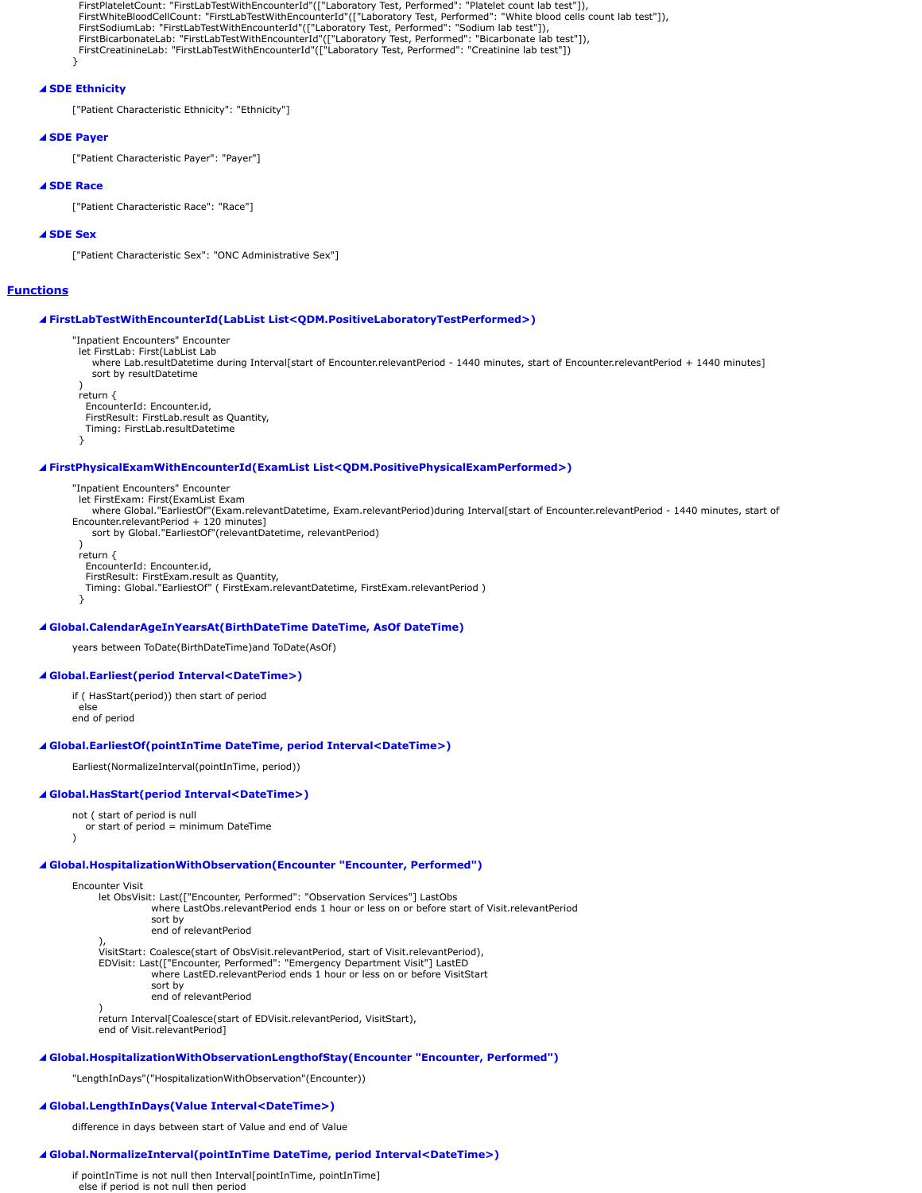```
FirstPlateletCount: "FirstLabTestWithEncounterId"(["Laboratory Test, Performed": "Platelet count lab test"]),
FirstWhiteBloodCellCount: "FirstLabTestWithEncounterId"(["Laboratory Test, Performed": "White blood cells count lab test"]),
FirstSodiumLab: "FirstLabTestWithEncounterId"(["Laboratory Test, Performed": "Sodium lab test"]),
FirstBicarbonateLab: "FirstLabTestWithEncounterId"(["Laboratory Test, Performed": "Bicarbonate lab test"]),
FirstCreatinineLab: "FirstLabTestWithEncounterId"(["Laboratory Test, Performed": "Creatinine lab test"])
}
```

### SDE Ethnicity

```
["Patient Characteristic Ethnicity": "Ethnicity"]
```

### SDE Payer

```
["Patient Characteristic Payer": "Payer"]
```

### SDE Race

```
["Patient Characteristic Race": "Race"]
```

### SDE Sex

```
["Patient Characteristic Sex": "ONC Administrative Sex"]
```

## Functions

### FirstLabTestWithEncounterId(LabList List<QDM.PositiveLaboratoryTestPerformed>)

```
"Inpatient Encounters" Encounter
  let FirstLab: First(LabList Lab
      where Lab.resultDatetime during Interval[start of Encounter.relevantPeriod - 1440 minutes, start of Encounter.relevantPeriod + 1440 minutes]
      sort by resultDatetime
  )
  return {
    EncounterId: Encounter.id,
    FirstResult: FirstLab.result as Quantity,
    Timing: FirstLab.resultDatetime
  }
```

### FirstPhysicalExamWithEncounterId(ExamList List<QDM.PositivePhysicalExamPerformed>)

```
"Inpatient Encounters" Encounter
  let FirstExam: First(ExamList Exam
      where Global."EarliestOf"(Exam.relevantDatetime, Exam.relevantPeriod)during Interval[start of Encounter.relevantPeriod - 1440 minutes, start of
Encounter.relevantPeriod + 120 minutes]
      sort by Global."EarliestOf"(relevantDatetime, relevantPeriod)
  )
  return {
    EncounterId: Encounter.id,
    FirstResult: FirstExam.result as Quantity,
    Timing: Global."EarliestOf" ( FirstExam.relevantDatetime, FirstExam.relevantPeriod )
  }
```

### Global.CalendarAgeInYearsAt(BirthDateTime DateTime, AsOf DateTime)

```
years between ToDate(BirthDateTime)and ToDate(AsOf)
```

### Global.Earliest(period Interval<DateTime>)

```
if ( HasStart(period)) then start of period
  else
end of period
```

### Global.EarliestOf(pointInTime DateTime, period Interval<DateTime>)

```
Earliest(NormalizeInterval(pointInTime, period))
```

### Global.HasStart(period Interval<DateTime>)

```
not ( start of period is null
    or start of period = minimum DateTime
)
```

### Global.HospitalizationWithObservation(Encounter "Encounter, Performed")

```
Encounter Visit
    let ObsVisit: Last(["Encounter, Performed": "Observation Services"] LastObs
            where LastObs.relevantPeriod ends 1 hour or less on or before start of Visit.relevantPeriod
            sort by
            end of relevantPeriod
    ),
    VisitStart: Coalesce(start of ObsVisit.relevantPeriod, start of Visit.relevantPeriod),
    EDVisit: Last(["Encounter, Performed": "Emergency Department Visit"] LastED
            where LastED.relevantPeriod ends 1 hour or less on or before VisitStart
            sort by
            end of relevantPeriod
    )
    return Interval[Coalesce(start of EDVisit.relevantPeriod, VisitStart),
    end of Visit.relevantPeriod]
```

### Global.HospitalizationWithObservationLengthofStay(Encounter "Encounter, Performed")

```
"LengthInDays"("HospitalizationWithObservation"(Encounter))
```

### Global.LengthInDays(Value Interval<DateTime>)

```
difference in days between start of Value and end of Value
```

### Global.NormalizeInterval(pointInTime DateTime, period Interval<DateTime>)

```
if pointInTime is not null then Interval[pointInTime, pointInTime]
  else if period is not null then period
```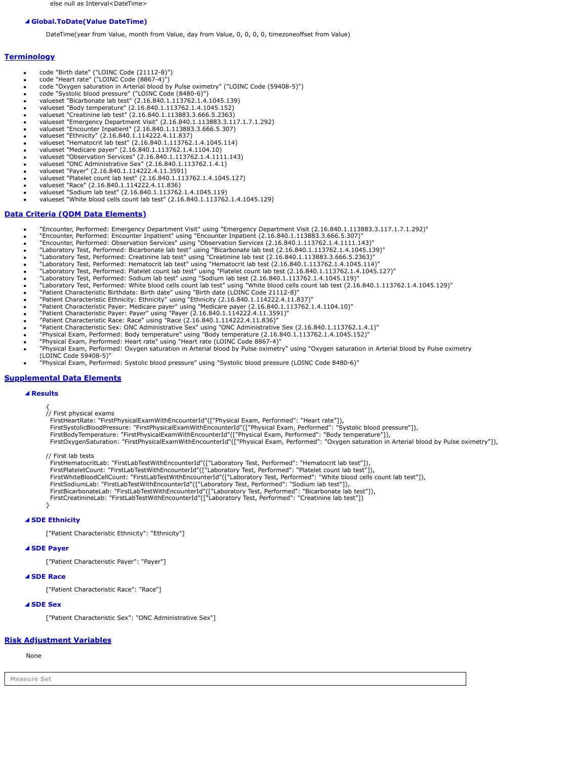```
else null as Interval<DateTime>
```

### ◢ Global.ToDate(Value DateTime)

```
DateTime(year from Value, month from Value, day from Value, 0, 0, 0, 0, timezoneoffset from Value)
```

## Terminology

- code "Birth date" ("LOINC Code (21112-8)")
- code "Heart rate" ("LOINC Code (8867-4)")
- code "Oxygen saturation in Arterial blood by Pulse oximetry" ("LOINC Code (59408-5)")
- code "Systolic blood pressure" ("LOINC Code (8480-6)")
- valueset "Bicarbonate lab test" (2.16.840.1.113762.1.4.1045.139)
- valueset "Body temperature" (2.16.840.1.113762.1.4.1045.152)
- valueset "Creatinine lab test" (2.16.840.1.113883.3.666.5.2363)
- valueset "Emergency Department Visit" (2.16.840.1.113883.3.117.1.7.1.292)
- valueset "Encounter Inpatient" (2.16.840.1.113883.3.666.5.307)
- valueset "Ethnicity" (2.16.840.1.114222.4.11.837)
- valueset "Hematocrit lab test" (2.16.840.1.113762.1.4.1045.114)
- valueset "Medicare payer" (2.16.840.1.113762.1.4.1104.10)
- valueset "Observation Services" (2.16.840.1.113762.1.4.1111.143)
- valueset "ONC Administrative Sex" (2.16.840.1.113762.1.4.1)
- valueset "Payer" (2.16.840.1.114222.4.11.3591)
- valueset "Platelet count lab test" (2.16.840.1.113762.1.4.1045.127)
- valueset "Race" (2.16.840.1.114222.4.11.836)
- valueset "Sodium lab test" (2.16.840.1.113762.1.4.1045.119)
- valueset "White blood cells count lab test" (2.16.840.1.113762.1.4.1045.129)

## Data Criteria (QDM Data Elements)

- "Encounter, Performed: Emergency Department Visit" using "Emergency Department Visit (2.16.840.1.113883.3.117.1.7.1.292)"
- "Encounter, Performed: Encounter Inpatient" using "Encounter Inpatient (2.16.840.1.113883.3.666.5.307)"
- "Encounter, Performed: Observation Services" using "Observation Services (2.16.840.1.113762.1.4.1111.143)"
- "Laboratory Test, Performed: Bicarbonate lab test" using "Bicarbonate lab test (2.16.840.1.113762.1.4.1045.139)"
- "Laboratory Test, Performed: Creatinine lab test" using "Creatinine lab test (2.16.840.1.113883.3.666.5.2363)"
- "Laboratory Test, Performed: Hematocrit lab test" using "Hematocrit lab test (2.16.840.1.113762.1.4.1045.114)"
- "Laboratory Test, Performed: Platelet count lab test" using "Platelet count lab test (2.16.840.1.113762.1.4.1045.127)"
- "Laboratory Test, Performed: Sodium lab test" using "Sodium lab test (2.16.840.1.113762.1.4.1045.119)"
- "Laboratory Test, Performed: White blood cells count lab test" using "White blood cells count lab test (2.16.840.1.113762.1.4.1045.129)"
- "Patient Characteristic Birthdate: Birth date" using "Birth date (LOINC Code 21112-8)"
- "Patient Characteristic Ethnicity: Ethnicity" using "Ethnicity (2.16.840.1.114222.4.11.837)"
- "Patient Characteristic Payer: Medicare payer" using "Medicare payer (2.16.840.1.113762.1.4.1104.10)"
- "Patient Characteristic Payer: Payer" using "Payer (2.16.840.1.114222.4.11.3591)"
- "Patient Characteristic Race: Race" using "Race (2.16.840.1.114222.4.11.836)"
- "Patient Characteristic Sex: ONC Administrative Sex" using "ONC Administrative Sex (2.16.840.1.113762.1.4.1)"
- "Physical Exam, Performed: Body temperature" using "Body temperature (2.16.840.1.113762.1.4.1045.152)"
- "Physical Exam, Performed: Heart rate" using "Heart rate (LOINC Code 8867-4)"
- "Physical Exam, Performed: Oxygen saturation in Arterial blood by Pulse oximetry" using "Oxygen saturation in Arterial blood by Pulse oximetry (LOINC Code 59408-5)"
- "Physical Exam, Performed: Systolic blood pressure" using "Systolic blood pressure (LOINC Code 8480-6)"

## Supplemental Data Elements

### ◢ Results

```
{
// First physical exams
  FirstHeartRate: "FirstPhysicalExamWithEncounterId"(["Physical Exam, Performed": "Heart rate"]),
  FirstSystolicBloodPressure: "FirstPhysicalExamWithEncounterId"(["Physical Exam, Performed": "Systolic blood pressure"]),
  FirstBodyTemperature: "FirstPhysicalExamWithEncounterId"(["Physical Exam, Performed": "Body temperature"]),
  FirstOxygenSaturation: "FirstPhysicalExamWithEncounterId"(["Physical Exam, Performed": "Oxygen saturation in Arterial blood by Pulse oximetry"]),

// First lab tests
  FirstHematocritLab: "FirstLabTestWithEncounterId"(["Laboratory Test, Performed": "Hematocrit lab test"]),
  FirstPlateletCount: "FirstLabTestWithEncounterId"(["Laboratory Test, Performed": "Platelet count lab test"]),
  FirstWhiteBloodCellCount: "FirstLabTestWithEncounterId"(["Laboratory Test, Performed": "White blood cells count lab test"]),
  FirstSodiumLab: "FirstLabTestWithEncounterId"(["Laboratory Test, Performed": "Sodium lab test"]),
  FirstBicarbonateLab: "FirstLabTestWithEncounterId"(["Laboratory Test, Performed": "Bicarbonate lab test"]),
  FirstCreatinineLab: "FirstLabTestWithEncounterId"(["Laboratory Test, Performed": "Creatinine lab test"])
}
```

### ◢ SDE Ethnicity

```
["Patient Characteristic Ethnicity": "Ethnicity"]
```

### ◢ SDE Payer

```
["Patient Characteristic Payer": "Payer"]
```

### ◢ SDE Race

```
["Patient Characteristic Race": "Race"]
```

### ◢ SDE Sex

```
["Patient Characteristic Sex": "ONC Administrative Sex"]
```

## Risk Adjustment Variables

None

| Measure Set |
| --- |